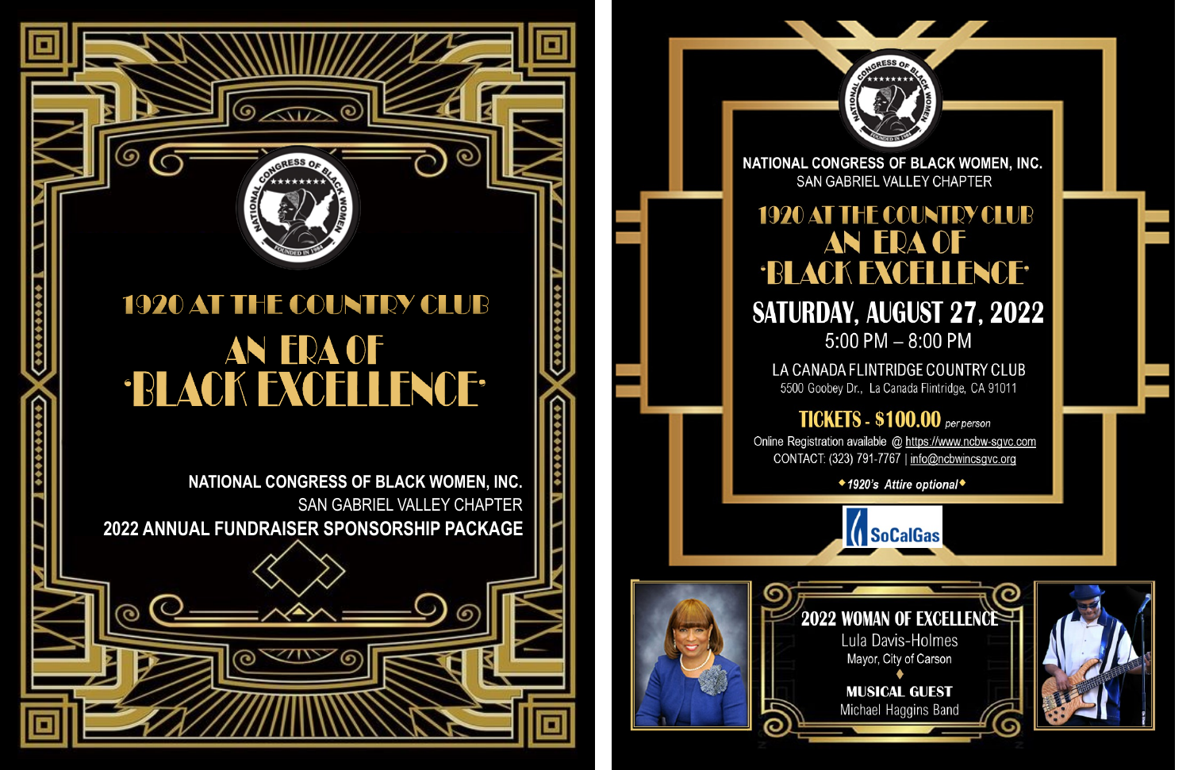# 1920 AT THE COUNTRY CLUB

## AN ERA OF "BLACK EXCELLENCE"

**NATIONAL CONGRESS OF BLACK WOMEN, INC.**
SAN GABRIEL VALLEY CHAPTER
**2022 ANNUAL FUNDRAISER SPONSORSHIP PACKAGE**

---

**NATIONAL CONGRESS OF BLACK WOMEN, INC.**
SAN GABRIEL VALLEY CHAPTER

# 1920 AT THE COUNTRY CLUB

## AN ERA OF "BLACK EXCELLENCE"

## SATURDAY, AUGUST 27, 2022

5:00 PM – 8:00 PM

LA CANADA FLINTRIDGE COUNTRY CLUB
5500 Goobey Dr., La Canada Flintridge, CA 91011

**TICKETS - $100.00** *per person*

Online Registration available @ https://www.ncbw-sgvc.com
CONTACT: (323) 791-7767 | info@ncbwincsgvc.org

◆ *1920's Attire optional* ◆

SoCalGas

**2022 WOMAN OF EXCELLENCE**
Lula Davis-Holmes
Mayor, City of Carson

◆

**MUSICAL GUEST**
Michael Haggins Band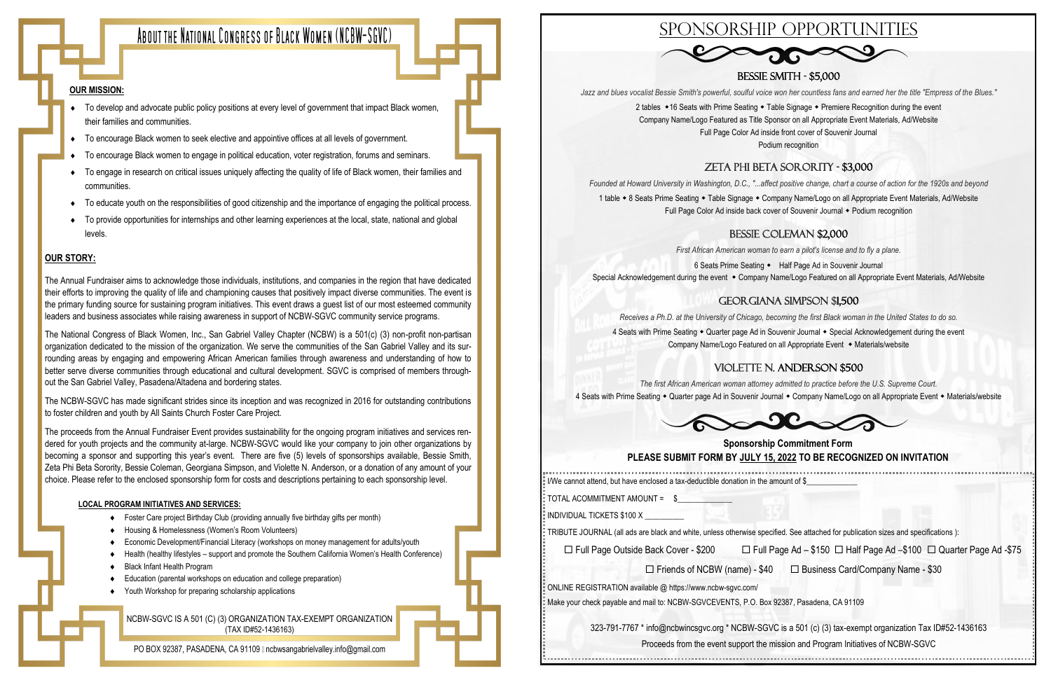# About the National Congress of Black Women (NCBW-SGVC)

**OUR MISSION:**

- To develop and advocate public policy positions at every level of government that impact Black women, their families and communities.
- To encourage Black women to seek elective and appointive offices at all levels of government.
- To encourage Black women to engage in political education, voter registration, forums and seminars.
- To engage in research on critical issues uniquely affecting the quality of life of Black women, their families and communities.
- To educate youth on the responsibilities of good citizenship and the importance of engaging the political process.
- To provide opportunities for internships and other learning experiences at the local, state, national and global levels.

**OUR STORY:**

The Annual Fundraiser aims to acknowledge those individuals, institutions, and companies in the region that have dedicated their efforts to improving the quality of life and championing causes that positively impact diverse communities. The event is the primary funding source for sustaining program initiatives. This event draws a guest list of our most esteemed community leaders and business associates while raising awareness in support of NCBW-SGVC community service programs.

The National Congress of Black Women, Inc., San Gabriel Valley Chapter (NCBW) is a 501(c) (3) non-profit non-partisan organization dedicated to the mission of the organization. We serve the communities of the San Gabriel Valley and its surrounding areas by engaging and empowering African American families through awareness and understanding of how to better serve diverse communities through educational and cultural development. SGVC is comprised of members throughout the San Gabriel Valley, Pasadena/Altadena and bordering states.

The NCBW-SGVC has made significant strides since its inception and was recognized in 2016 for outstanding contributions to foster children and youth by All Saints Church Foster Care Project.

The proceeds from the Annual Fundraiser Event provides sustainability for the ongoing program initiatives and services rendered for youth projects and the community at-large. NCBW-SGVC would like your company to join other organizations by becoming a sponsor and supporting this year's event. There are five (5) levels of sponsorships available, Bessie Smith, Zeta Phi Beta Sorority, Bessie Coleman, Georgiana Simpson, and Violette N. Anderson, or a donation of any amount of your choice. Please refer to the enclosed sponsorship form for costs and descriptions pertaining to each sponsorship level.

**LOCAL PROGRAM INITIATIVES AND SERVICES:**

- Foster Care project Birthday Club (providing annually five birthday gifts per month)
- Housing & Homelessness (Women's Room Volunteers)
- Economic Development/Financial Literacy (workshops on money management for adults/youth
- Health (healthy lifestyles – support and promote the Southern California Women's Health Conference)
- Black Infant Health Program
- Education (parental workshops on education and college preparation)
- Youth Workshop for preparing scholarship applications

NCBW-SGVC IS A 501 (C) (3) ORGANIZATION TAX-EXEMPT ORGANIZATION (TAX ID#52-1436163)

PO BOX 92387, PASADENA, CA 91109 ncbwsangabrielvalley.info@gmail.com

# SPONSORSHIP OPPORTUNITIES

## BESSIE SMITH - $5,000

*Jazz and blues vocalist Bessie Smith's powerful, soulful voice won her countless fans and earned her the title "Empress of the Blues."*

2 tables • 16 Seats with Prime Seating • Table Signage • Premiere Recognition during the event
Company Name/Logo Featured as Title Sponsor on all Appropriate Event Materials, Ad/Website
Full Page Color Ad inside front cover of Souvenir Journal
Podium recognition

## ZETA PHI BETA SORORITY - $3,000

*Founded at Howard University in Washington, D.C., "...affect positive change, chart a course of action for the 1920s and beyond*

1 table • 8 Seats Prime Seating • Table Signage • Company Name/Logo on all Appropriate Event Materials, Ad/Website
Full Page Color Ad inside back cover of Souvenir Journal • Podium recognition

## BESSIE COLEMAN $2,000

*First African American woman to earn a pilot's license and to fly a plane.*

6 Seats Prime Seating • Half Page Ad in Souvenir Journal
Special Acknowledgement during the event • Company Name/Logo Featured on all Appropriate Event Materials, Ad/Website

## GEORGIANA SIMPSON $1,500

*Receives a Ph.D. at the University of Chicago, becoming the first Black woman in the United States to do so.*

4 Seats with Prime Seating • Quarter page Ad in Souvenir Journal • Special Acknowledgement during the event
Company Name/Logo Featured on all Appropriate Event • Materials/website

## VIOLETTE N. ANDERSON $500

*The first African American woman attorney admitted to practice before the U.S. Supreme Court.*

4 Seats with Prime Seating • Quarter page Ad in Souvenir Journal • Company Name/Logo on all Appropriate Event • Materials/website

**Sponsorship Commitment Form**

**PLEASE SUBMIT FORM BY JULY 15, 2022 TO BE RECOGNIZED ON INVITATION**

I/We cannot attend, but have enclosed a tax-deductible donation in the amount of $____________

TOTAL ACOMMITMENT AMOUNT = $____________

INDIVIDUAL TICKETS $100 X __________

TRIBUTE JOURNAL (all ads are black and white, unless otherwise specified. See attached for publication sizes and specifications ):

☐ Full Page Outside Back Cover - $200 ☐ Full Page Ad – $150 ☐ Half Page Ad –$100 ☐ Quarter Page Ad -$75

☐ Friends of NCBW (name) - $40 ☐ Business Card/Company Name - $30

ONLINE REGISTRATION available @ https://www.ncbw-sgvc.com/

Make your check payable and mail to: NCBW-SGVCEVENTS, P.O. Box 92387, Pasadena, CA 91109

323-791-7767 * info@ncbwincsgvc.org * NCBW-SGVC is a 501 (c) (3) tax-exempt organization Tax ID#52-1436163

Proceeds from the event support the mission and Program Initiatives of NCBW-SGVC